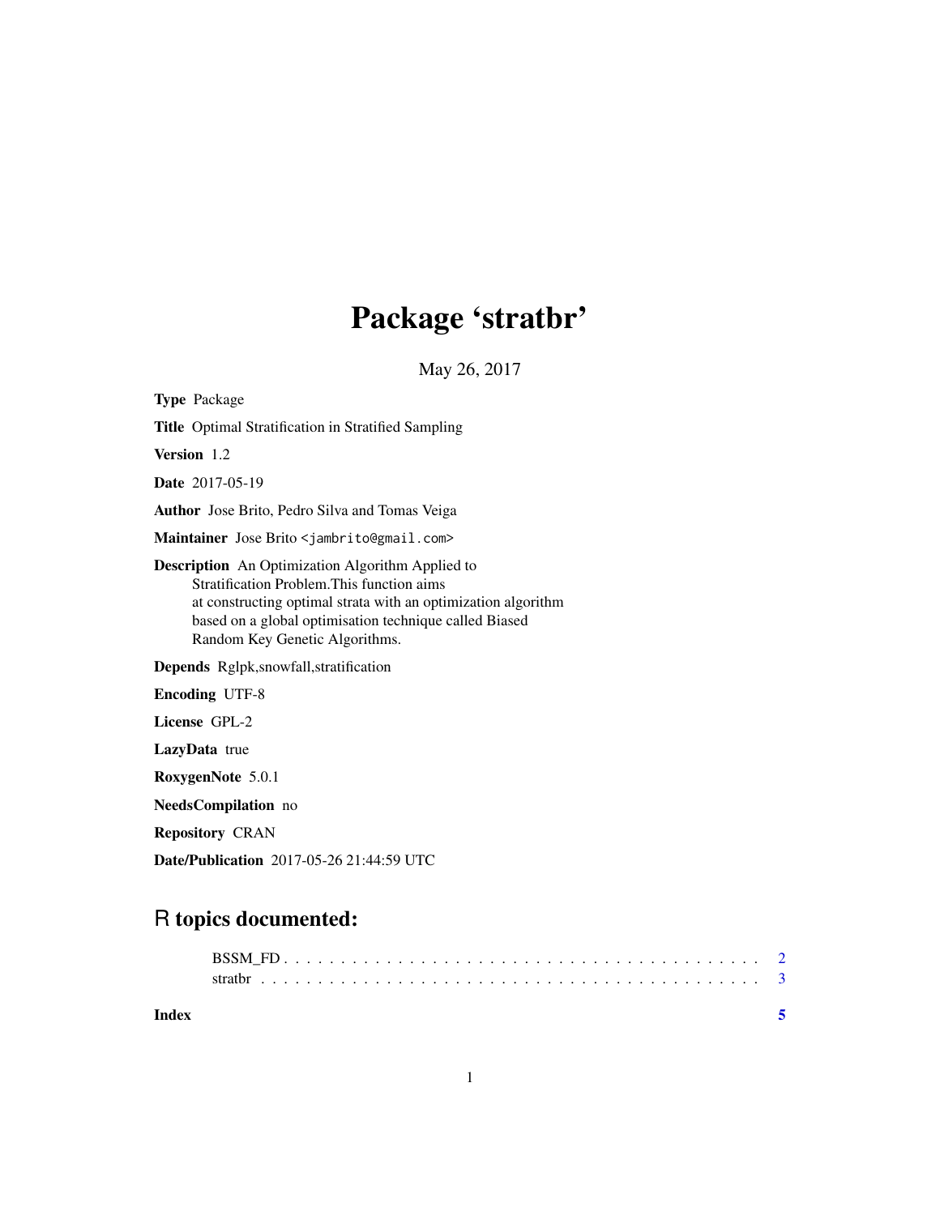# Package 'stratbr'

May 26, 2017

**Type** Package

**Title** Optimal Stratification in Stratified Sampling

**Version** 1.2

**Date** 2017-05-19

**Author** Jose Brito, Pedro Silva and Tomas Veiga

**Maintainer** Jose Brito <jambrito@gmail.com>

**Description** An Optimization Algorithm Applied to Stratification Problem.This function aims at constructing optimal strata with an optimization algorithm based on a global optimisation technique called Biased Random Key Genetic Algorithms.

**Depends** Rglpk,snowfall,stratification

**Encoding** UTF-8

**License** GPL-2

**LazyData** true

**RoxygenNote** 5.0.1

**NeedsCompilation** no

**Repository** CRAN

**Date/Publication** 2017-05-26 21:44:59 UTC

## R topics documented:

BSSM_FD . . . . . . . . . . . . . . . . . . . . . . . . . . . . . . . . . . . . . . . . 2
stratbr . . . . . . . . . . . . . . . . . . . . . . . . . . . . . . . . . . . . . . . . . 3

**Index** 5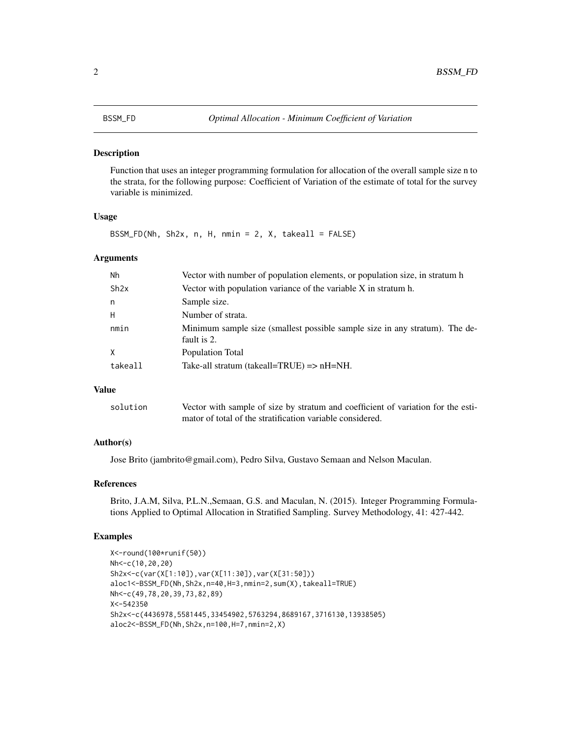# BSSM_FD — *Optimal Allocation - Minimum Coefficient of Variation*

## Description

Function that uses an integer programming formulation for allocation of the overall sample size n to the strata, for the following purpose: Coefficient of Variation of the estimate of total for the survey variable is minimized.

## Usage

```
BSSM_FD(Nh, Sh2x, n, H, nmin = 2, X, takeall = FALSE)
```

## Arguments

| | |
|---|---|
| Nh | Vector with number of population elements, or population size, in stratum h |
| Sh2x | Vector with population variance of the variable X in stratum h. |
| n | Sample size. |
| H | Number of strata. |
| nmin | Minimum sample size (smallest possible sample size in any stratum). The default is 2. |
| X | Population Total |
| takeall | Take-all stratum (takeall=TRUE) => nH=NH. |

## Value

| | |
|---|---|
| solution | Vector with sample of size by stratum and coefficient of variation for the estimator of total of the stratification variable considered. |

## Author(s)

Jose Brito (jambrito@gmail.com), Pedro Silva, Gustavo Semaan and Nelson Maculan.

## References

Brito, J.A.M, Silva, P.L.N.,Semaan, G.S. and Maculan, N. (2015). Integer Programming Formulations Applied to Optimal Allocation in Stratified Sampling. Survey Methodology, 41: 427-442.

## Examples

```
X<-round(100*runif(50))
Nh<-c(10,20,20)
Sh2x<-c(var(X[1:10]),var(X[11:30]),var(X[31:50]))
aloc1<-BSSM_FD(Nh,Sh2x,n=40,H=3,nmin=2,sum(X),takeall=TRUE)
Nh<-c(49,78,20,39,73,82,89)
X<-542350
Sh2x<-c(4436978,5581445,33454902,5763294,8689167,3716130,13938505)
aloc2<-BSSM_FD(Nh,Sh2x,n=100,H=7,nmin=2,X)
```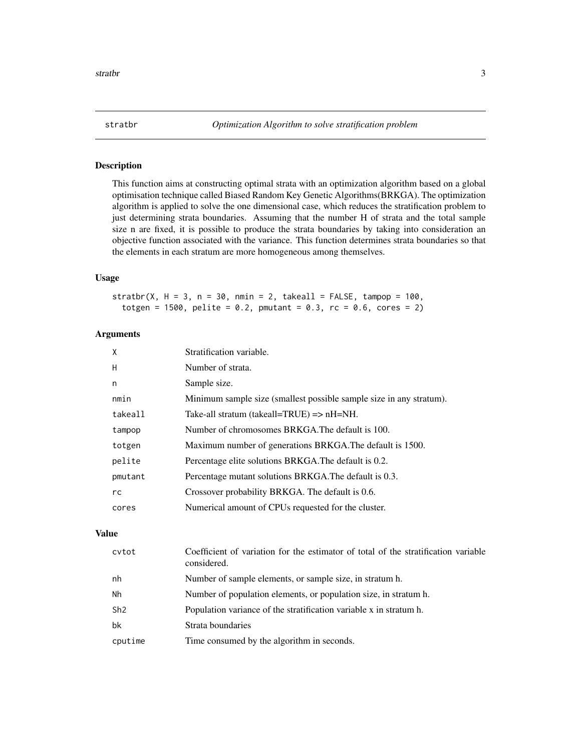stratbr *Optimization Algorithm to solve stratification problem*

## Description

This function aims at constructing optimal strata with an optimization algorithm based on a global optimisation technique called Biased Random Key Genetic Algorithms(BRKGA). The optimization algorithm is applied to solve the one dimensional case, which reduces the stratification problem to just determining strata boundaries. Assuming that the number H of strata and the total sample size n are fixed, it is possible to produce the strata boundaries by taking into consideration an objective function associated with the variance. This function determines strata boundaries so that the elements in each stratum are more homogeneous among themselves.

## Usage

```
stratbr(X, H = 3, n = 30, nmin = 2, takeall = FALSE, tampop = 100,
  totgen = 1500, pelite = 0.2, pmutant = 0.3, rc = 0.6, cores = 2)
```

## Arguments

| | |
|---|---|
| X | Stratification variable. |
| H | Number of strata. |
| n | Sample size. |
| nmin | Minimum sample size (smallest possible sample size in any stratum). |
| takeall | Take-all stratum (takeall=TRUE) => nH=NH. |
| tampop | Number of chromosomes BRKGA.The default is 100. |
| totgen | Maximum number of generations BRKGA.The default is 1500. |
| pelite | Percentage elite solutions BRKGA.The default is 0.2. |
| pmutant | Percentage mutant solutions BRKGA.The default is 0.3. |
| rc | Crossover probability BRKGA. The default is 0.6. |
| cores | Numerical amount of CPUs requested for the cluster. |

## Value

| | |
|---|---|
| cvtot | Coefficient of variation for the estimator of total of the stratification variable considered. |
| nh | Number of sample elements, or sample size, in stratum h. |
| Nh | Number of population elements, or population size, in stratum h. |
| Sh2 | Population variance of the stratification variable x in stratum h. |
| bk | Strata boundaries |
| cputime | Time consumed by the algorithm in seconds. |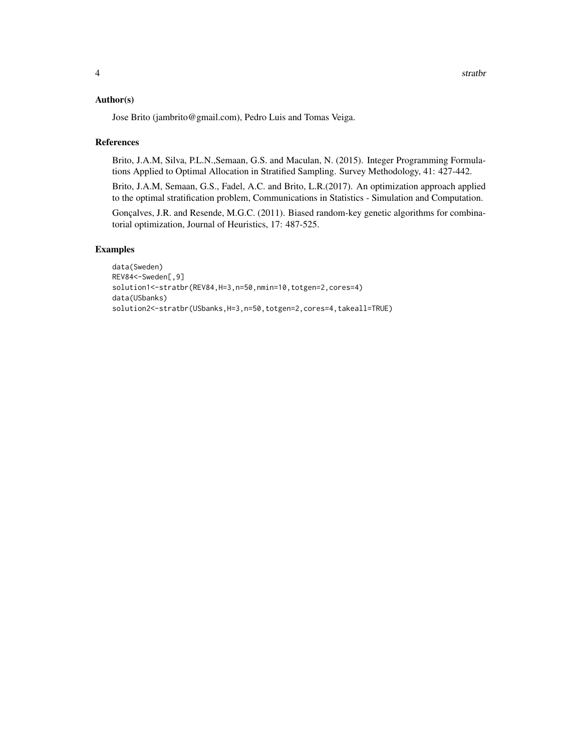## Author(s)

Jose Brito (jambrito@gmail.com), Pedro Luis and Tomas Veiga.

## References

Brito, J.A.M, Silva, P.L.N.,Semaan, G.S. and Maculan, N. (2015). Integer Programming Formulations Applied to Optimal Allocation in Stratified Sampling. Survey Methodology, 41: 427-442.

Brito, J.A.M, Semaan, G.S., Fadel, A.C. and Brito, L.R.(2017). An optimization approach applied to the optimal stratification problem, Communications in Statistics - Simulation and Computation.

Gonçalves, J.R. and Resende, M.G.C. (2011). Biased random-key genetic algorithms for combinatorial optimization, Journal of Heuristics, 17: 487-525.

## Examples

```
data(Sweden)
REV84<-Sweden[,9]
solution1<-stratbr(REV84,H=3,n=50,nmin=10,totgen=2,cores=4)
data(USbanks)
solution2<-stratbr(USbanks,H=3,n=50,totgen=2,cores=4,takeall=TRUE)
```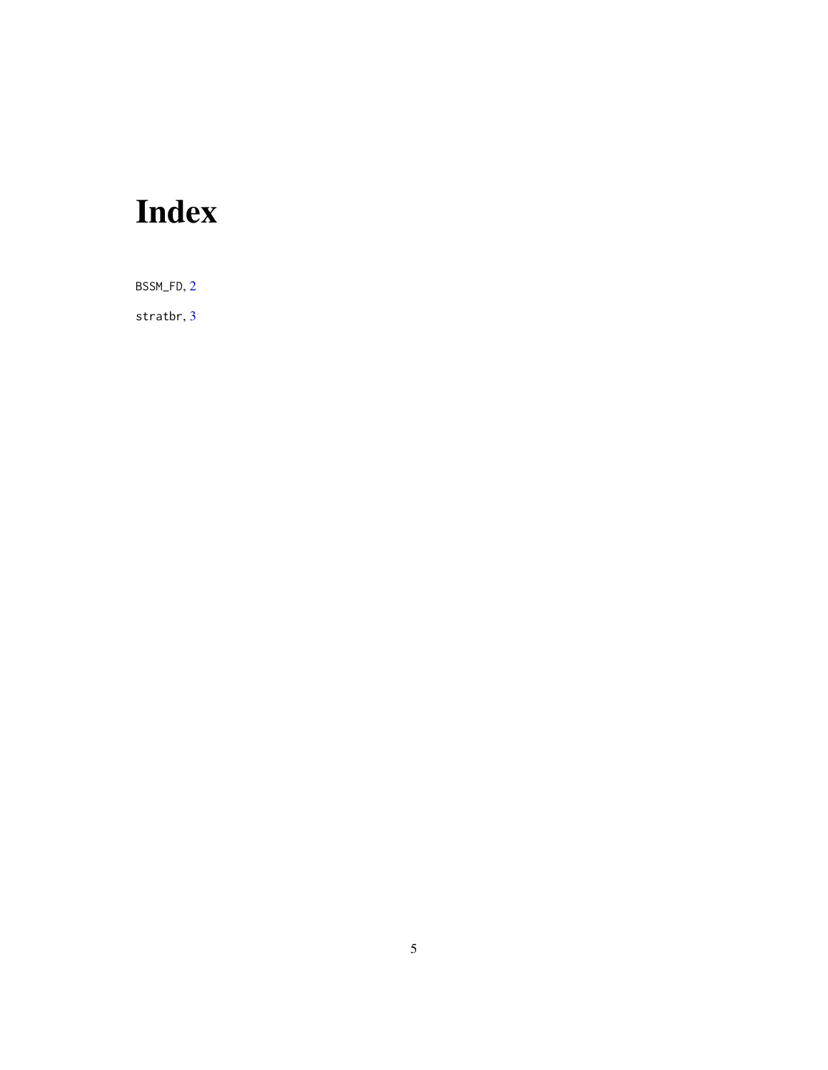# Index

BSSM_FD, 2

stratbr, 3